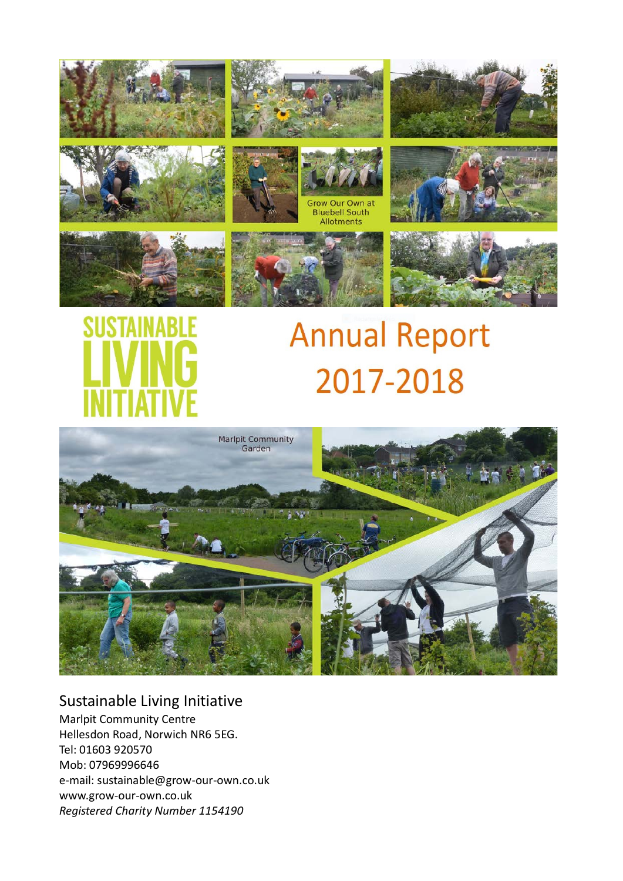Grow Our Own at Bluebell South Allotments

# SUSTAINABLE LIVING INITIATIVE

# Annual Report 2017-2018

Marlpit Community Garden

## Sustainable Living Initiative

Marlpit Community Centre
Hellesdon Road, Norwich NR6 5EG.
Tel: 01603 920570
Mob: 07969996646
e-mail: sustainable@grow-our-own.co.uk
www.grow-our-own.co.uk
*Registered Charity Number 1154190*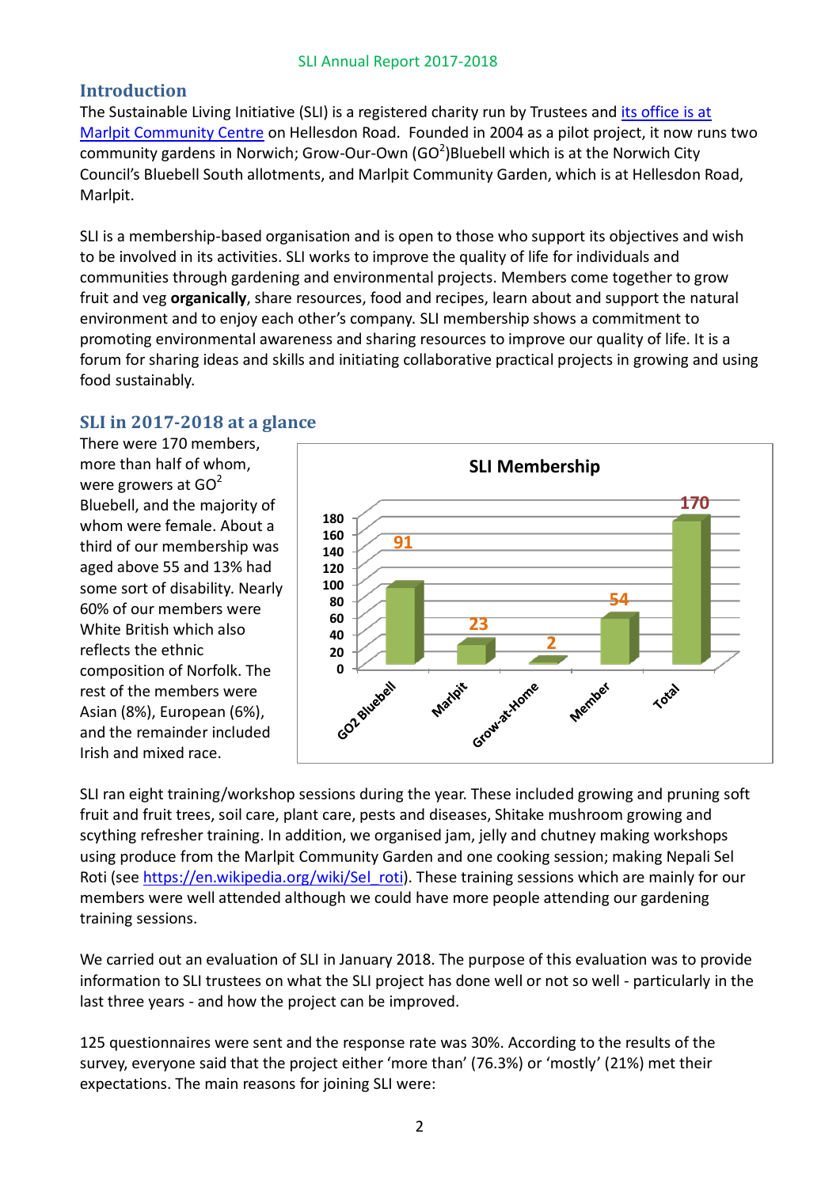## Introduction

The Sustainable Living Initiative (SLI) is a registered charity run by Trustees and its office is at Marlpit Community Centre on Hellesdon Road. Founded in 2004 as a pilot project, it now runs two community gardens in Norwich; Grow-Our-Own ($GO^2$)Bluebell which is at the Norwich City Council's Bluebell South allotments, and Marlpit Community Garden, which is at Hellesdon Road, Marlpit.

SLI is a membership-based organisation and is open to those who support its objectives and wish to be involved in its activities. SLI works to improve the quality of life for individuals and communities through gardening and environmental projects. Members come together to grow fruit and veg **organically**, share resources, food and recipes, learn about and support the natural environment and to enjoy each other's company. SLI membership shows a commitment to promoting environmental awareness and sharing resources to improve our quality of life. It is a forum for sharing ideas and skills and initiating collaborative practical projects in growing and using food sustainably.

## SLI in 2017-2018 at a glance

There were 170 members, more than half of whom, were growers at $GO^2$ Bluebell, and the majority of whom were female. About a third of our membership was aged above 55 and 13% had some sort of disability. Nearly 60% of our members were White British which also reflects the ethnic composition of Norfolk. The rest of the members were Asian (8%), European (6%), and the remainder included Irish and mixed race.

**SLI Membership**

| Category | Members |
|---|---|
| GO2 Bluebell | 91 |
| Marlpit | 23 |
| Grow-at-Home | 2 |
| Member | 54 |
| Total | 170 |

SLI ran eight training/workshop sessions during the year. These included growing and pruning soft fruit and fruit trees, soil care, plant care, pests and diseases, Shitake mushroom growing and scything refresher training. In addition, we organised jam, jelly and chutney making workshops using produce from the Marlpit Community Garden and one cooking session; making Nepali Sel Roti (see https://en.wikipedia.org/wiki/Sel_roti). These training sessions which are mainly for our members were well attended although we could have more people attending our gardening training sessions.

We carried out an evaluation of SLI in January 2018. The purpose of this evaluation was to provide information to SLI trustees on what the SLI project has done well or not so well - particularly in the last three years - and how the project can be improved.

125 questionnaires were sent and the response rate was 30%. According to the results of the survey, everyone said that the project either 'more than' (76.3%) or 'mostly' (21%) met their expectations. The main reasons for joining SLI were: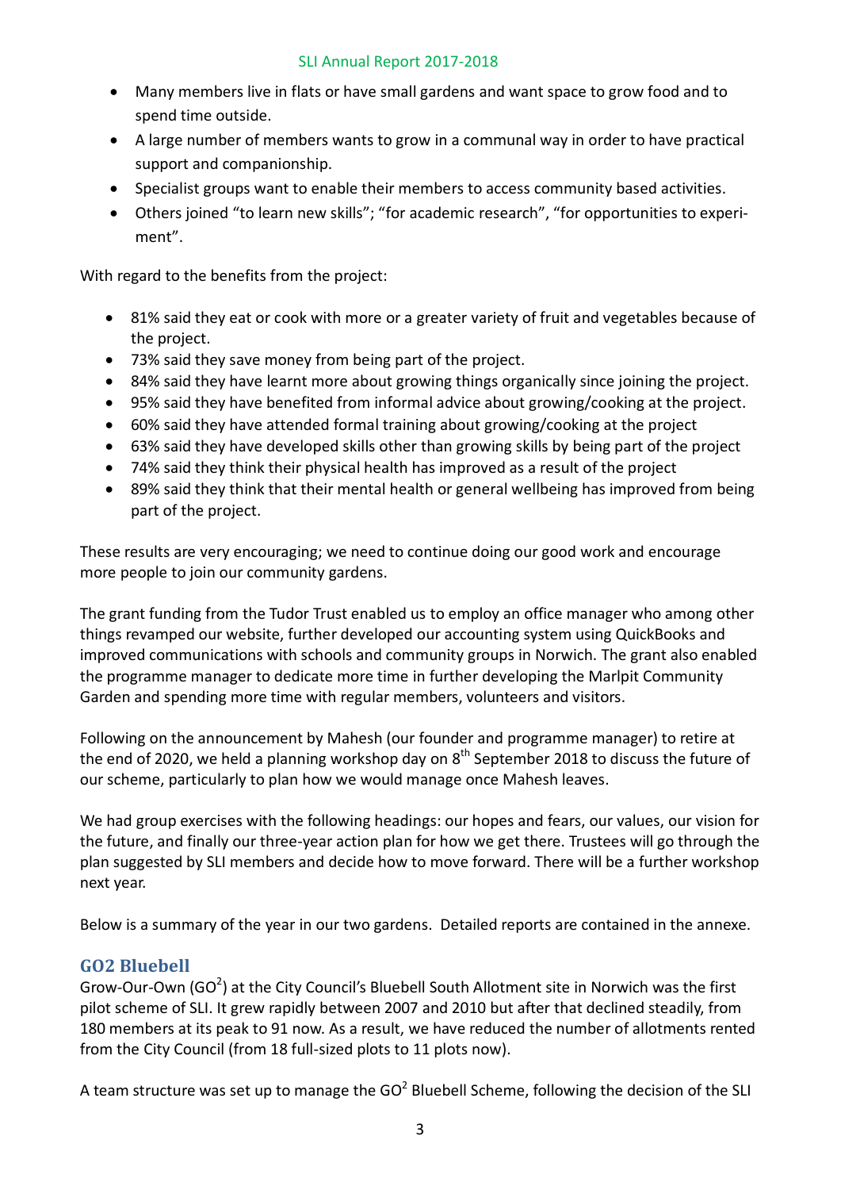- Many members live in flats or have small gardens and want space to grow food and to spend time outside.
- A large number of members wants to grow in a communal way in order to have practical support and companionship.
- Specialist groups want to enable their members to access community based activities.
- Others joined "to learn new skills"; "for academic research", "for opportunities to experiment".

With regard to the benefits from the project:

- 81% said they eat or cook with more or a greater variety of fruit and vegetables because of the project.
- 73% said they save money from being part of the project.
- 84% said they have learnt more about growing things organically since joining the project.
- 95% said they have benefited from informal advice about growing/cooking at the project.
- 60% said they have attended formal training about growing/cooking at the project
- 63% said they have developed skills other than growing skills by being part of the project
- 74% said they think their physical health has improved as a result of the project
- 89% said they think that their mental health or general wellbeing has improved from being part of the project.

These results are very encouraging; we need to continue doing our good work and encourage more people to join our community gardens.

The grant funding from the Tudor Trust enabled us to employ an office manager who among other things revamped our website, further developed our accounting system using QuickBooks and improved communications with schools and community groups in Norwich. The grant also enabled the programme manager to dedicate more time in further developing the Marlpit Community Garden and spending more time with regular members, volunteers and visitors.

Following on the announcement by Mahesh (our founder and programme manager) to retire at the end of 2020, we held a planning workshop day on 8th September 2018 to discuss the future of our scheme, particularly to plan how we would manage once Mahesh leaves.

We had group exercises with the following headings: our hopes and fears, our values, our vision for the future, and finally our three-year action plan for how we get there. Trustees will go through the plan suggested by SLI members and decide how to move forward. There will be a further workshop next year.

Below is a summary of the year in our two gardens. Detailed reports are contained in the annexe.

## GO2 Bluebell

Grow-Our-Own ($GO^2$) at the City Council's Bluebell South Allotment site in Norwich was the first pilot scheme of SLI. It grew rapidly between 2007 and 2010 but after that declined steadily, from 180 members at its peak to 91 now. As a result, we have reduced the number of allotments rented from the City Council (from 18 full-sized plots to 11 plots now).

A team structure was set up to manage the $GO^2$ Bluebell Scheme, following the decision of the SLI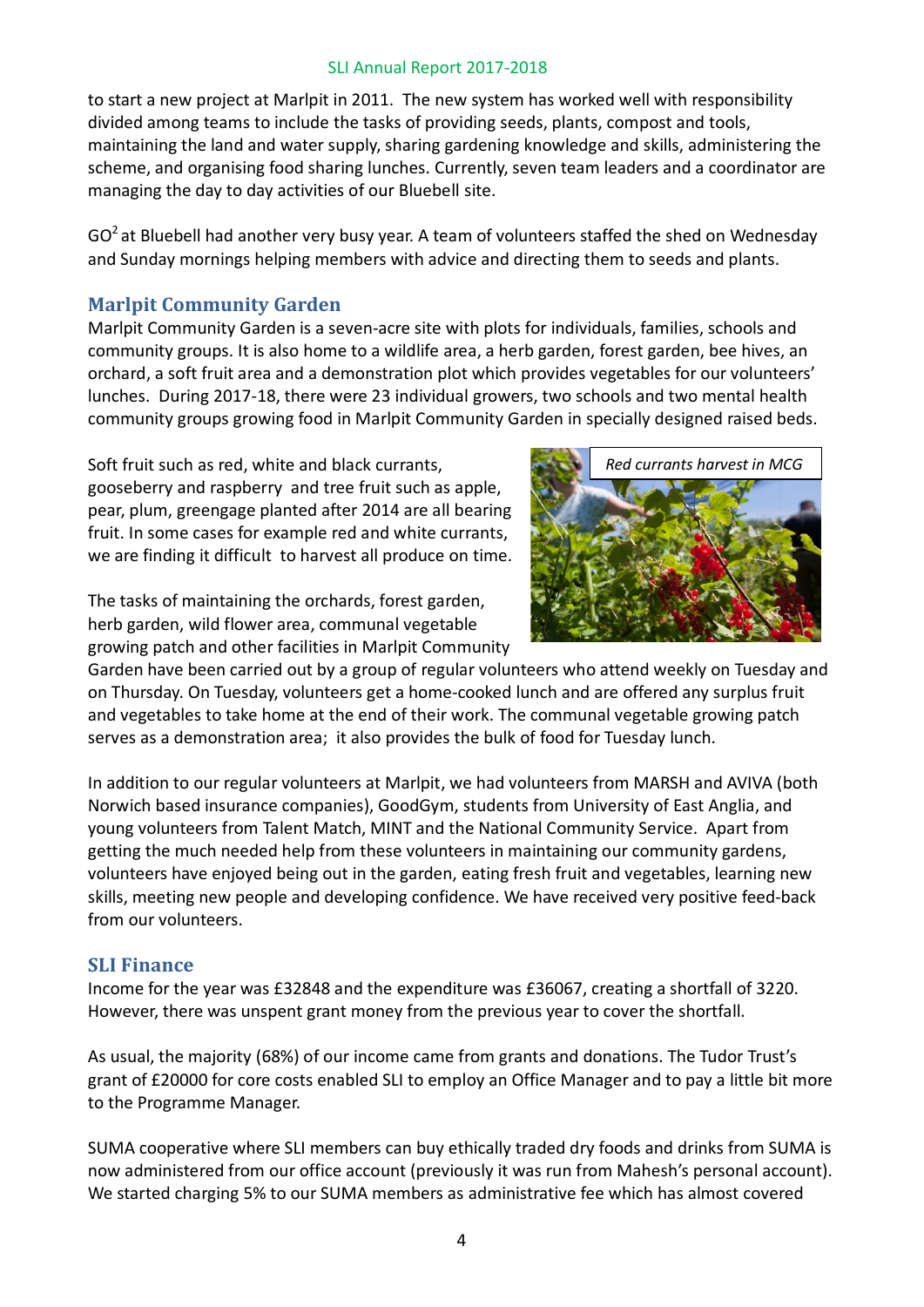to start a new project at Marlpit in 2011. The new system has worked well with responsibility divided among teams to include the tasks of providing seeds, plants, compost and tools, maintaining the land and water supply, sharing gardening knowledge and skills, administering the scheme, and organising food sharing lunches. Currently, seven team leaders and a coordinator are managing the day to day activities of our Bluebell site.

$GO^2$ at Bluebell had another very busy year. A team of volunteers staffed the shed on Wednesday and Sunday mornings helping members with advice and directing them to seeds and plants.

## Marlpit Community Garden

Marlpit Community Garden is a seven-acre site with plots for individuals, families, schools and community groups. It is also home to a wildlife area, a herb garden, forest garden, bee hives, an orchard, a soft fruit area and a demonstration plot which provides vegetables for our volunteers' lunches. During 2017-18, there were 23 individual growers, two schools and two mental health community groups growing food in Marlpit Community Garden in specially designed raised beds.

Soft fruit such as red, white and black currants, gooseberry and raspberry and tree fruit such as apple, pear, plum, greengage planted after 2014 are all bearing fruit. In some cases for example red and white currants, we are finding it difficult to harvest all produce on time.

*Red currants harvest in MCG*

The tasks of maintaining the orchards, forest garden, herb garden, wild flower area, communal vegetable growing patch and other facilities in Marlpit Community Garden have been carried out by a group of regular volunteers who attend weekly on Tuesday and on Thursday. On Tuesday, volunteers get a home-cooked lunch and are offered any surplus fruit and vegetables to take home at the end of their work. The communal vegetable growing patch serves as a demonstration area; it also provides the bulk of food for Tuesday lunch.

In addition to our regular volunteers at Marlpit, we had volunteers from MARSH and AVIVA (both Norwich based insurance companies), GoodGym, students from University of East Anglia, and young volunteers from Talent Match, MINT and the National Community Service. Apart from getting the much needed help from these volunteers in maintaining our community gardens, volunteers have enjoyed being out in the garden, eating fresh fruit and vegetables, learning new skills, meeting new people and developing confidence. We have received very positive feed-back from our volunteers.

## SLI Finance

Income for the year was £32848 and the expenditure was £36067, creating a shortfall of 3220. However, there was unspent grant money from the previous year to cover the shortfall.

As usual, the majority (68%) of our income came from grants and donations. The Tudor Trust's grant of £20000 for core costs enabled SLI to employ an Office Manager and to pay a little bit more to the Programme Manager.

SUMA cooperative where SLI members can buy ethically traded dry foods and drinks from SUMA is now administered from our office account (previously it was run from Mahesh's personal account). We started charging 5% to our SUMA members as administrative fee which has almost covered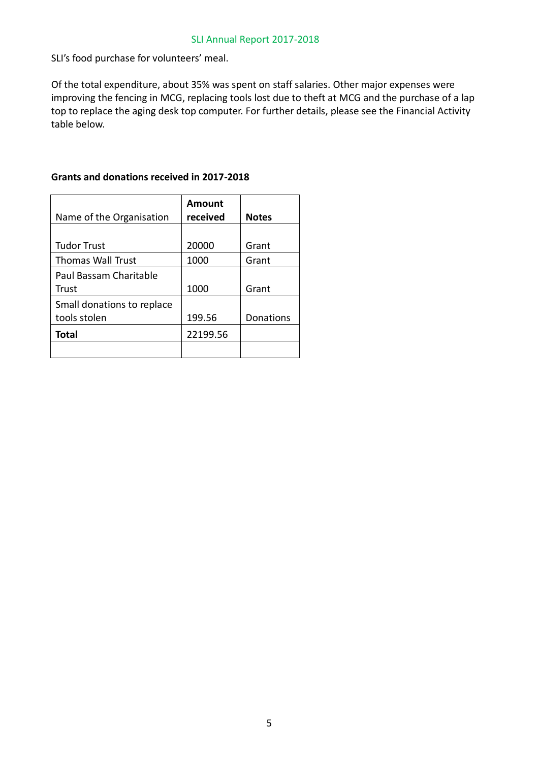SLI's food purchase for volunteers' meal.

Of the total expenditure, about 35% was spent on staff salaries. Other major expenses were improving the fencing in MCG, replacing tools lost due to theft at MCG and the purchase of a lap top to replace the aging desk top computer. For further details, please see the Financial Activity table below.

**Grants and donations received in 2017-2018**

| Name of the Organisation | **Amount received** | **Notes** |
|---|---|---|
| Tudor Trust | 20000 | Grant |
| Thomas Wall Trust | 1000 | Grant |
| Paul Bassam Charitable Trust | 1000 | Grant |
| Small donations to replace tools stolen | 199.56 | Donations |
| **Total** | 22199.56 | |
| | | |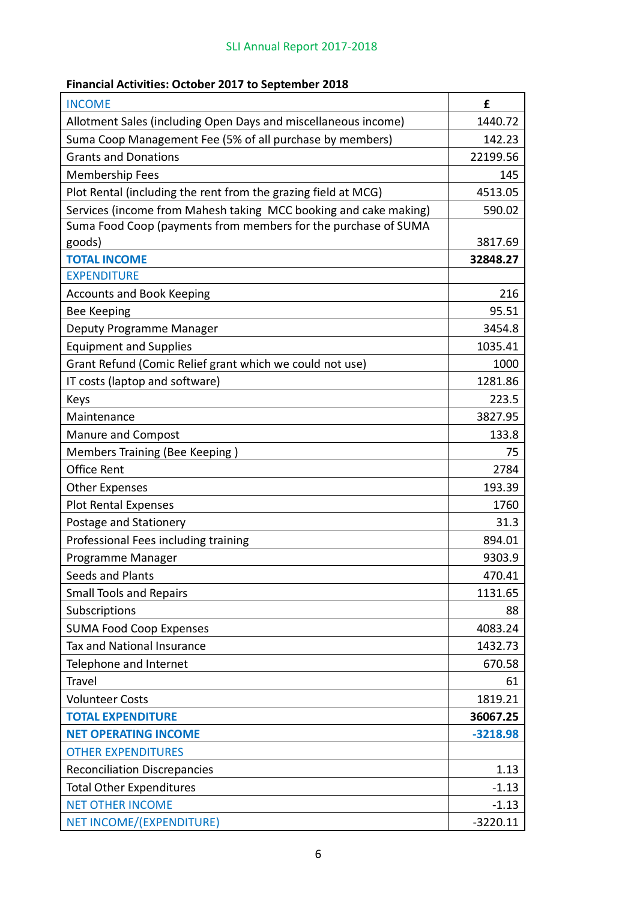**Financial Activities: October 2017 to September 2018**

| INCOME | £ |
|---|---|
| Allotment Sales (including Open Days and miscellaneous income) | 1440.72 |
| Suma Coop Management Fee (5% of all purchase by members) | 142.23 |
| Grants and Donations | 22199.56 |
| Membership Fees | 145 |
| Plot Rental (including the rent from the grazing field at MCG) | 4513.05 |
| Services (income from Mahesh taking MCC booking and cake making) | 590.02 |
| Suma Food Coop (payments from members for the purchase of SUMA goods) | 3817.69 |
| **TOTAL INCOME** | **32848.27** |
| EXPENDITURE | |
| Accounts and Book Keeping | 216 |
| Bee Keeping | 95.51 |
| Deputy Programme Manager | 3454.8 |
| Equipment and Supplies | 1035.41 |
| Grant Refund (Comic Relief grant which we could not use) | 1000 |
| IT costs (laptop and software) | 1281.86 |
| Keys | 223.5 |
| Maintenance | 3827.95 |
| Manure and Compost | 133.8 |
| Members Training (Bee Keeping ) | 75 |
| Office Rent | 2784 |
| Other Expenses | 193.39 |
| Plot Rental Expenses | 1760 |
| Postage and Stationery | 31.3 |
| Professional Fees including training | 894.01 |
| Programme Manager | 9303.9 |
| Seeds and Plants | 470.41 |
| Small Tools and Repairs | 1131.65 |
| Subscriptions | 88 |
| SUMA Food Coop Expenses | 4083.24 |
| Tax and National Insurance | 1432.73 |
| Telephone and Internet | 670.58 |
| Travel | 61 |
| Volunteer Costs | 1819.21 |
| **TOTAL EXPENDITURE** | **36067.25** |
| **NET OPERATING INCOME** | **-3218.98** |
| OTHER EXPENDITURES | |
| Reconciliation Discrepancies | 1.13 |
| Total Other Expenditures | -1.13 |
| NET OTHER INCOME | -1.13 |
| NET INCOME/(EXPENDITURE) | -3220.11 |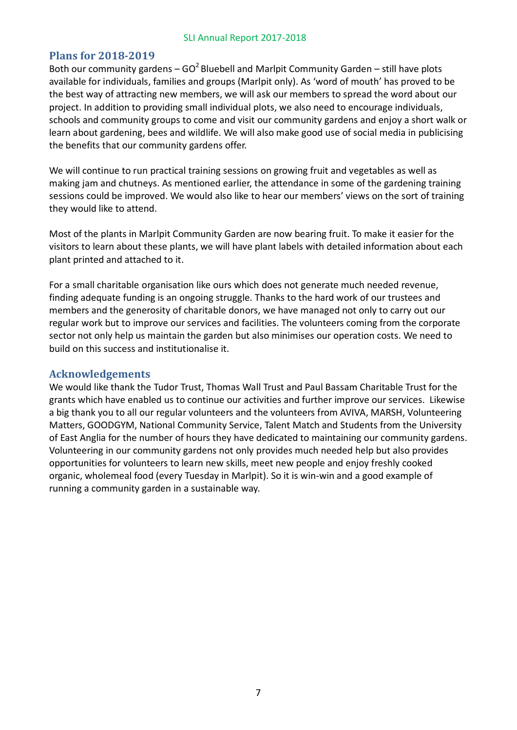## Plans for 2018-2019

Both our community gardens – $GO^2$ Bluebell and Marlpit Community Garden – still have plots available for individuals, families and groups (Marlpit only). As 'word of mouth' has proved to be the best way of attracting new members, we will ask our members to spread the word about our project. In addition to providing small individual plots, we also need to encourage individuals, schools and community groups to come and visit our community gardens and enjoy a short walk or learn about gardening, bees and wildlife. We will also make good use of social media in publicising the benefits that our community gardens offer.

We will continue to run practical training sessions on growing fruit and vegetables as well as making jam and chutneys. As mentioned earlier, the attendance in some of the gardening training sessions could be improved. We would also like to hear our members' views on the sort of training they would like to attend.

Most of the plants in Marlpit Community Garden are now bearing fruit. To make it easier for the visitors to learn about these plants, we will have plant labels with detailed information about each plant printed and attached to it.

For a small charitable organisation like ours which does not generate much needed revenue, finding adequate funding is an ongoing struggle. Thanks to the hard work of our trustees and members and the generosity of charitable donors, we have managed not only to carry out our regular work but to improve our services and facilities. The volunteers coming from the corporate sector not only help us maintain the garden but also minimises our operation costs. We need to build on this success and institutionalise it.

## Acknowledgements

We would like thank the Tudor Trust, Thomas Wall Trust and Paul Bassam Charitable Trust for the grants which have enabled us to continue our activities and further improve our services. Likewise a big thank you to all our regular volunteers and the volunteers from AVIVA, MARSH, Volunteering Matters, GOODGYM, National Community Service, Talent Match and Students from the University of East Anglia for the number of hours they have dedicated to maintaining our community gardens. Volunteering in our community gardens not only provides much needed help but also provides opportunities for volunteers to learn new skills, meet new people and enjoy freshly cooked organic, wholemeal food (every Tuesday in Marlpit). So it is win-win and a good example of running a community garden in a sustainable way.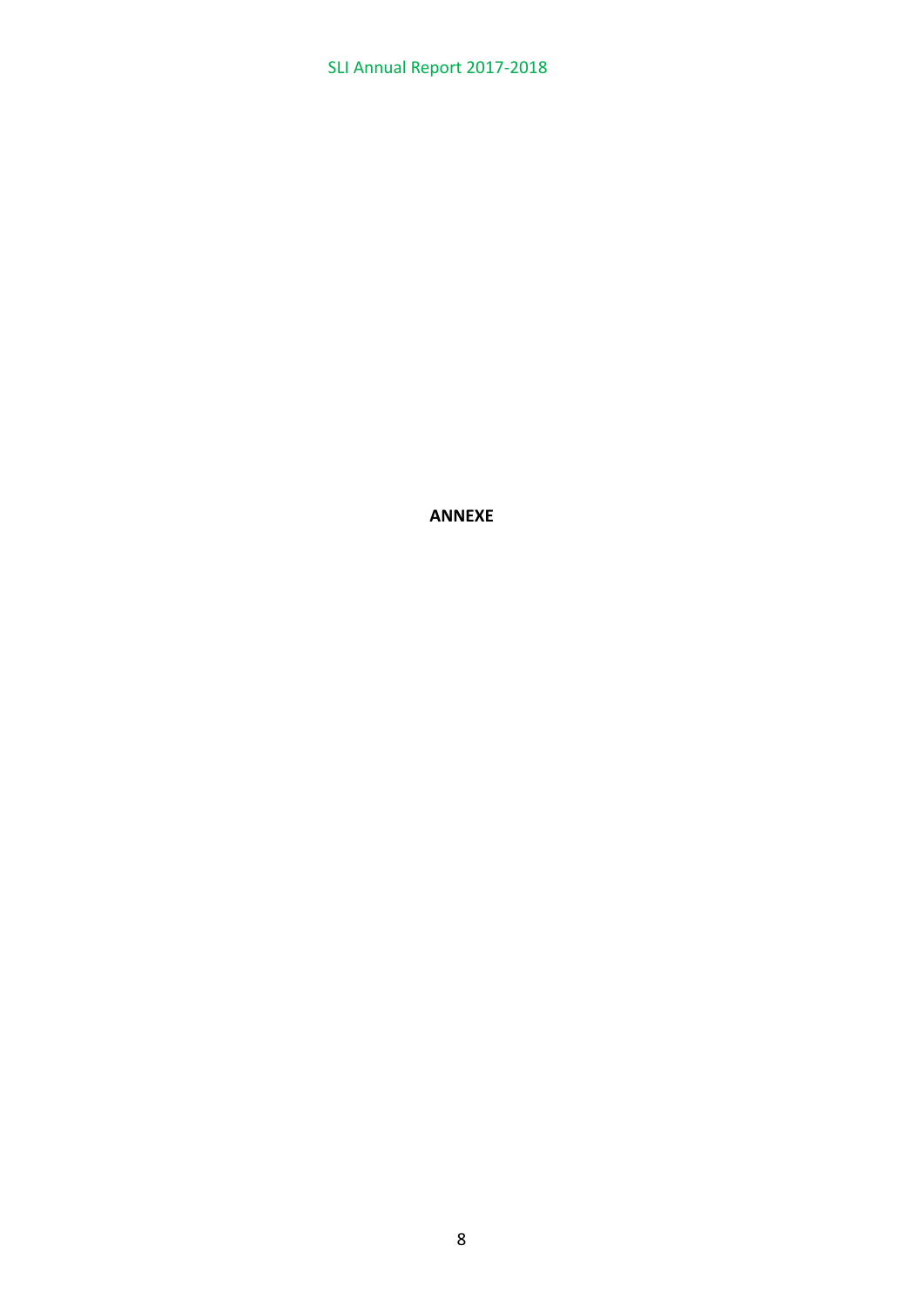**ANNEXE**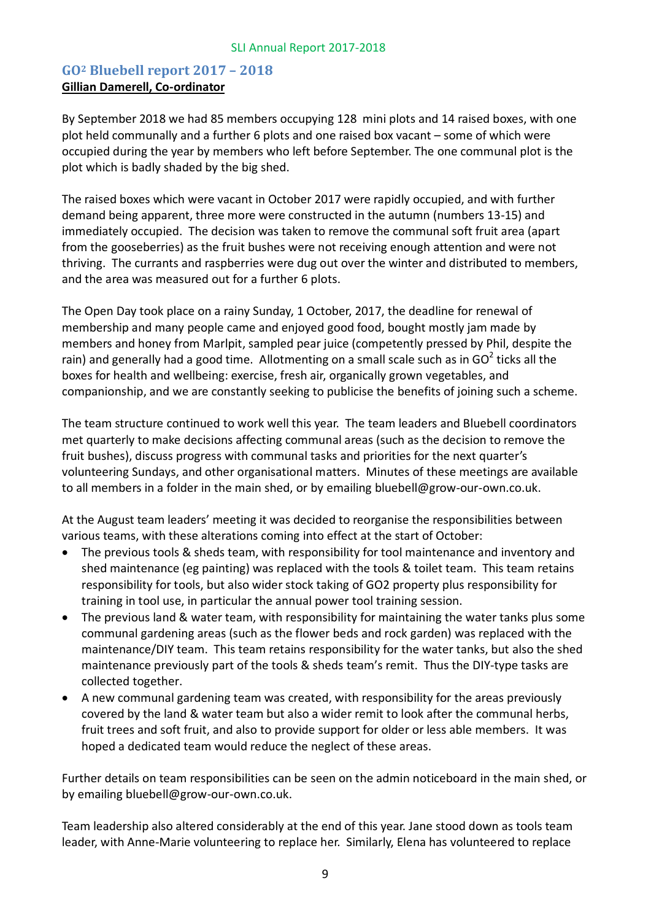## GO² Bluebell report 2017 – 2018

**Gillian Damerell, Co-ordinator**

By September 2018 we had 85 members occupying 128 mini plots and 14 raised boxes, with one plot held communally and a further 6 plots and one raised box vacant – some of which were occupied during the year by members who left before September. The one communal plot is the plot which is badly shaded by the big shed.

The raised boxes which were vacant in October 2017 were rapidly occupied, and with further demand being apparent, three more were constructed in the autumn (numbers 13-15) and immediately occupied. The decision was taken to remove the communal soft fruit area (apart from the gooseberries) as the fruit bushes were not receiving enough attention and were not thriving. The currants and raspberries were dug out over the winter and distributed to members, and the area was measured out for a further 6 plots.

The Open Day took place on a rainy Sunday, 1 October, 2017, the deadline for renewal of membership and many people came and enjoyed good food, bought mostly jam made by members and honey from Marlpit, sampled pear juice (competently pressed by Phil, despite the rain) and generally had a good time. Allotmenting on a small scale such as in GO² ticks all the boxes for health and wellbeing: exercise, fresh air, organically grown vegetables, and companionship, and we are constantly seeking to publicise the benefits of joining such a scheme.

The team structure continued to work well this year. The team leaders and Bluebell coordinators met quarterly to make decisions affecting communal areas (such as the decision to remove the fruit bushes), discuss progress with communal tasks and priorities for the next quarter's volunteering Sundays, and other organisational matters. Minutes of these meetings are available to all members in a folder in the main shed, or by emailing bluebell@grow-our-own.co.uk.

At the August team leaders' meeting it was decided to reorganise the responsibilities between various teams, with these alterations coming into effect at the start of October:

- The previous tools & sheds team, with responsibility for tool maintenance and inventory and shed maintenance (eg painting) was replaced with the tools & toilet team. This team retains responsibility for tools, but also wider stock taking of GO2 property plus responsibility for training in tool use, in particular the annual power tool training session.
- The previous land & water team, with responsibility for maintaining the water tanks plus some communal gardening areas (such as the flower beds and rock garden) was replaced with the maintenance/DIY team. This team retains responsibility for the water tanks, but also the shed maintenance previously part of the tools & sheds team's remit. Thus the DIY-type tasks are collected together.
- A new communal gardening team was created, with responsibility for the areas previously covered by the land & water team but also a wider remit to look after the communal herbs, fruit trees and soft fruit, and also to provide support for older or less able members. It was hoped a dedicated team would reduce the neglect of these areas.

Further details on team responsibilities can be seen on the admin noticeboard in the main shed, or by emailing bluebell@grow-our-own.co.uk.

Team leadership also altered considerably at the end of this year. Jane stood down as tools team leader, with Anne-Marie volunteering to replace her. Similarly, Elena has volunteered to replace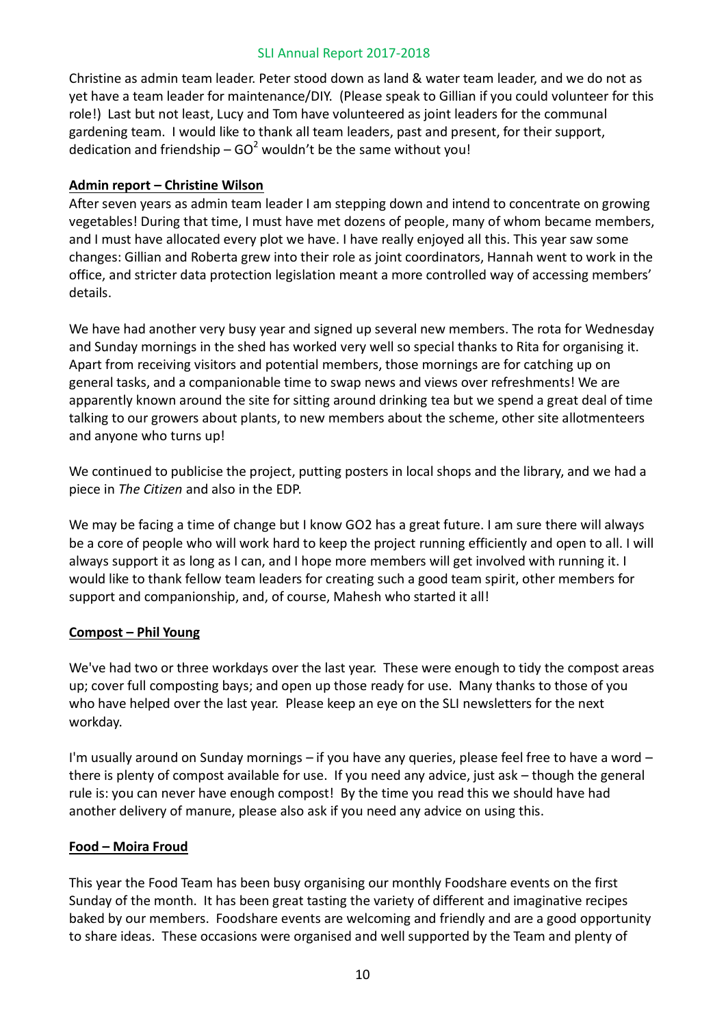Christine as admin team leader. Peter stood down as land & water team leader, and we do not as yet have a team leader for maintenance/DIY. (Please speak to Gillian if you could volunteer for this role!) Last but not least, Lucy and Tom have volunteered as joint leaders for the communal gardening team. I would like to thank all team leaders, past and present, for their support, dedication and friendship – $GO^2$ wouldn't be the same without you!

**Admin report – Christine Wilson**

After seven years as admin team leader I am stepping down and intend to concentrate on growing vegetables! During that time, I must have met dozens of people, many of whom became members, and I must have allocated every plot we have. I have really enjoyed all this. This year saw some changes: Gillian and Roberta grew into their role as joint coordinators, Hannah went to work in the office, and stricter data protection legislation meant a more controlled way of accessing members' details.

We have had another very busy year and signed up several new members. The rota for Wednesday and Sunday mornings in the shed has worked very well so special thanks to Rita for organising it. Apart from receiving visitors and potential members, those mornings are for catching up on general tasks, and a companionable time to swap news and views over refreshments! We are apparently known around the site for sitting around drinking tea but we spend a great deal of time talking to our growers about plants, to new members about the scheme, other site allotmenteers and anyone who turns up!

We continued to publicise the project, putting posters in local shops and the library, and we had a piece in *The Citizen* and also in the EDP.

We may be facing a time of change but I know GO2 has a great future. I am sure there will always be a core of people who will work hard to keep the project running efficiently and open to all. I will always support it as long as I can, and I hope more members will get involved with running it. I would like to thank fellow team leaders for creating such a good team spirit, other members for support and companionship, and, of course, Mahesh who started it all!

**Compost – Phil Young**

We've had two or three workdays over the last year. These were enough to tidy the compost areas up; cover full composting bays; and open up those ready for use. Many thanks to those of you who have helped over the last year. Please keep an eye on the SLI newsletters for the next workday.

I'm usually around on Sunday mornings – if you have any queries, please feel free to have a word – there is plenty of compost available for use. If you need any advice, just ask – though the general rule is: you can never have enough compost! By the time you read this we should have had another delivery of manure, please also ask if you need any advice on using this.

**Food – Moira Froud**

This year the Food Team has been busy organising our monthly Foodshare events on the first Sunday of the month. It has been great tasting the variety of different and imaginative recipes baked by our members. Foodshare events are welcoming and friendly and are a good opportunity to share ideas. These occasions were organised and well supported by the Team and plenty of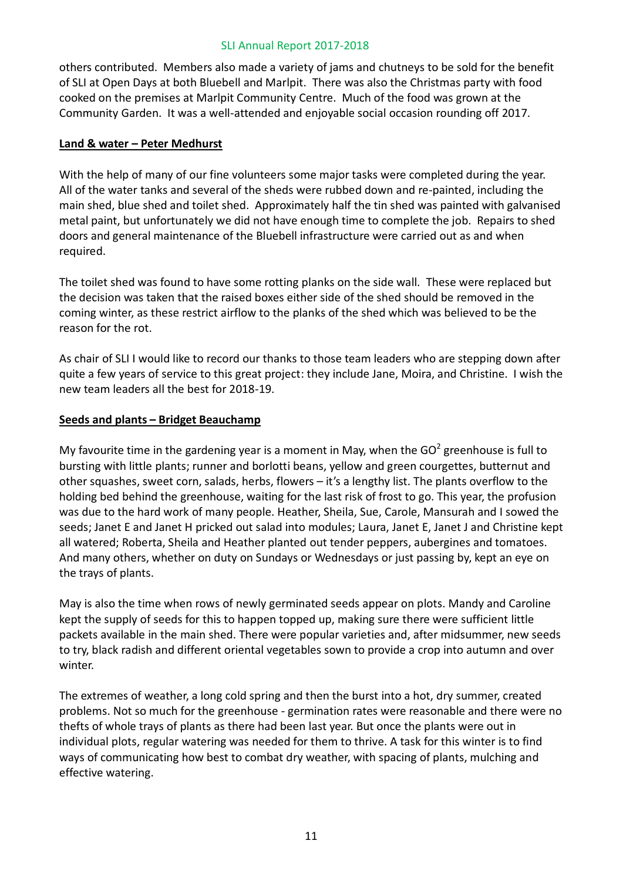others contributed. Members also made a variety of jams and chutneys to be sold for the benefit of SLI at Open Days at both Bluebell and Marlpit. There was also the Christmas party with food cooked on the premises at Marlpit Community Centre. Much of the food was grown at the Community Garden. It was a well-attended and enjoyable social occasion rounding off 2017.

## Land & water – Peter Medhurst

With the help of many of our fine volunteers some major tasks were completed during the year. All of the water tanks and several of the sheds were rubbed down and re-painted, including the main shed, blue shed and toilet shed. Approximately half the tin shed was painted with galvanised metal paint, but unfortunately we did not have enough time to complete the job. Repairs to shed doors and general maintenance of the Bluebell infrastructure were carried out as and when required.

The toilet shed was found to have some rotting planks on the side wall. These were replaced but the decision was taken that the raised boxes either side of the shed should be removed in the coming winter, as these restrict airflow to the planks of the shed which was believed to be the reason for the rot.

As chair of SLI I would like to record our thanks to those team leaders who are stepping down after quite a few years of service to this great project: they include Jane, Moira, and Christine. I wish the new team leaders all the best for 2018-19.

## Seeds and plants – Bridget Beauchamp

My favourite time in the gardening year is a moment in May, when the $GO^2$ greenhouse is full to bursting with little plants; runner and borlotti beans, yellow and green courgettes, butternut and other squashes, sweet corn, salads, herbs, flowers – it's a lengthy list. The plants overflow to the holding bed behind the greenhouse, waiting for the last risk of frost to go. This year, the profusion was due to the hard work of many people. Heather, Sheila, Sue, Carole, Mansurah and I sowed the seeds; Janet E and Janet H pricked out salad into modules; Laura, Janet E, Janet J and Christine kept all watered; Roberta, Sheila and Heather planted out tender peppers, aubergines and tomatoes. And many others, whether on duty on Sundays or Wednesdays or just passing by, kept an eye on the trays of plants.

May is also the time when rows of newly germinated seeds appear on plots. Mandy and Caroline kept the supply of seeds for this to happen topped up, making sure there were sufficient little packets available in the main shed. There were popular varieties and, after midsummer, new seeds to try, black radish and different oriental vegetables sown to provide a crop into autumn and over winter.

The extremes of weather, a long cold spring and then the burst into a hot, dry summer, created problems. Not so much for the greenhouse - germination rates were reasonable and there were no thefts of whole trays of plants as there had been last year. But once the plants were out in individual plots, regular watering was needed for them to thrive. A task for this winter is to find ways of communicating how best to combat dry weather, with spacing of plants, mulching and effective watering.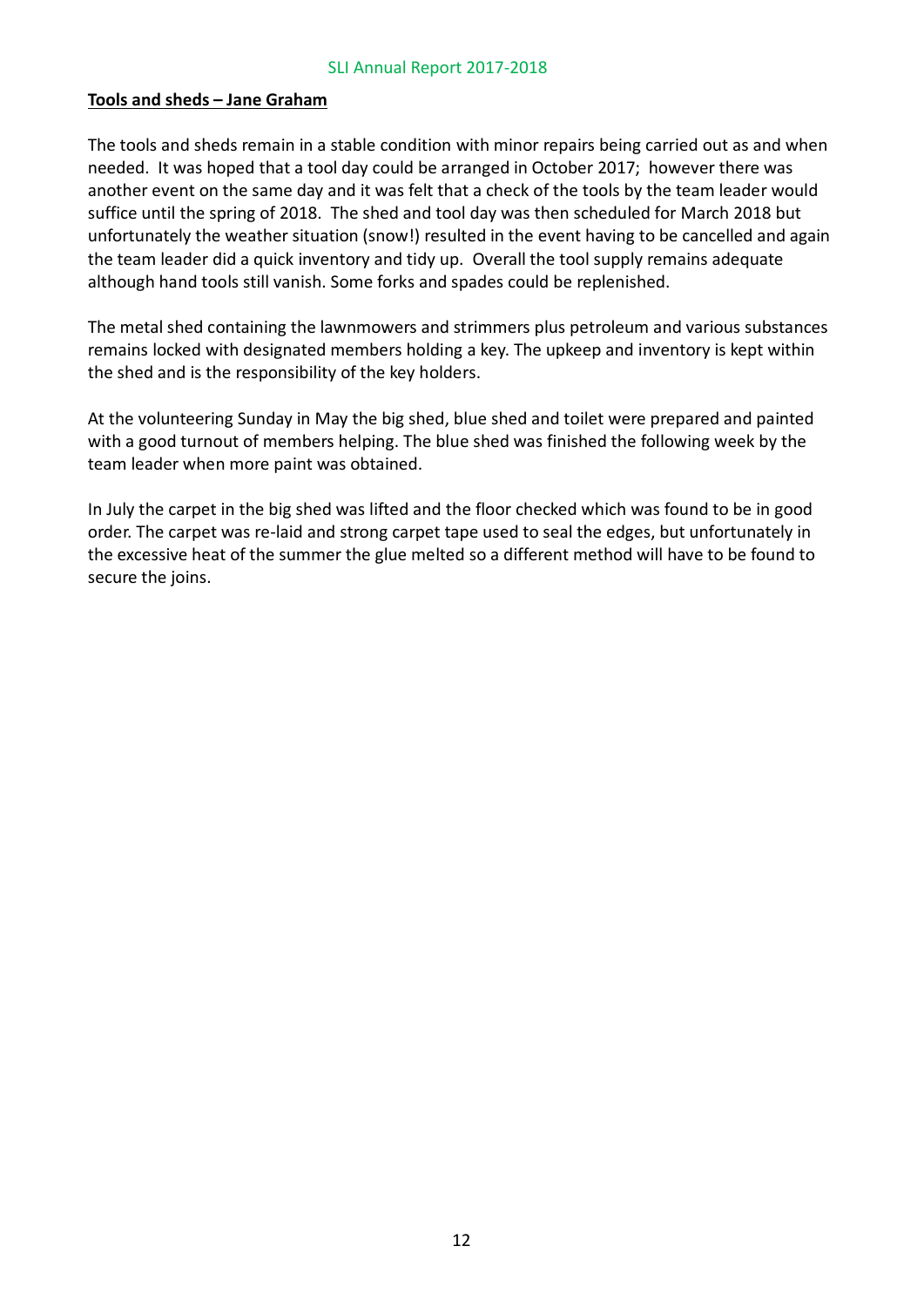**Tools and sheds – Jane Graham**

The tools and sheds remain in a stable condition with minor repairs being carried out as and when needed. It was hoped that a tool day could be arranged in October 2017; however there was another event on the same day and it was felt that a check of the tools by the team leader would suffice until the spring of 2018. The shed and tool day was then scheduled for March 2018 but unfortunately the weather situation (snow!) resulted in the event having to be cancelled and again the team leader did a quick inventory and tidy up. Overall the tool supply remains adequate although hand tools still vanish. Some forks and spades could be replenished.

The metal shed containing the lawnmowers and strimmers plus petroleum and various substances remains locked with designated members holding a key. The upkeep and inventory is kept within the shed and is the responsibility of the key holders.

At the volunteering Sunday in May the big shed, blue shed and toilet were prepared and painted with a good turnout of members helping. The blue shed was finished the following week by the team leader when more paint was obtained.

In July the carpet in the big shed was lifted and the floor checked which was found to be in good order. The carpet was re-laid and strong carpet tape used to seal the edges, but unfortunately in the excessive heat of the summer the glue melted so a different method will have to be found to secure the joins.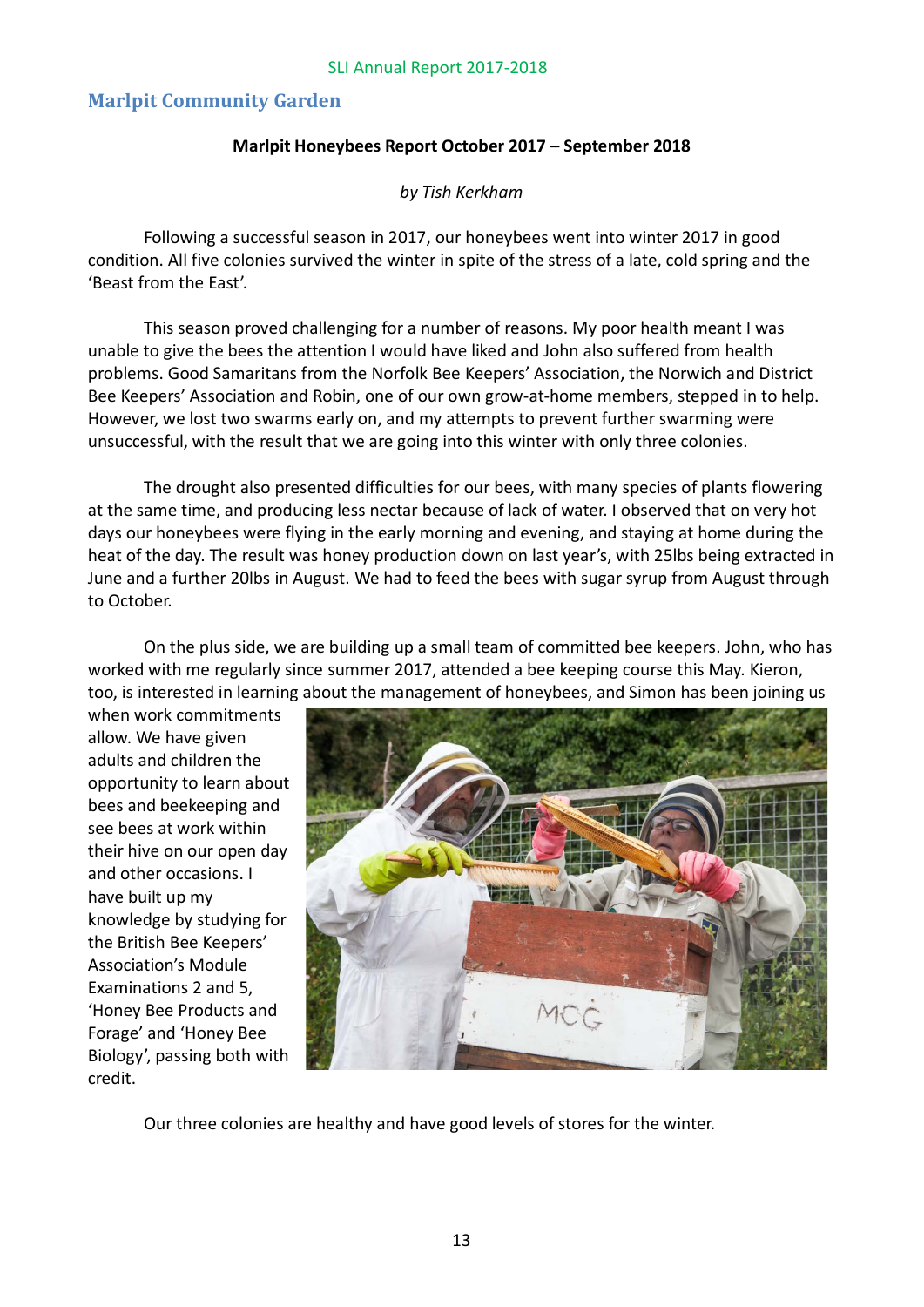## Marlpit Community Garden

**Marlpit Honeybees Report October 2017 – September 2018**

*by Tish Kerkham*

Following a successful season in 2017, our honeybees went into winter 2017 in good condition. All five colonies survived the winter in spite of the stress of a late, cold spring and the 'Beast from the East'.

This season proved challenging for a number of reasons. My poor health meant I was unable to give the bees the attention I would have liked and John also suffered from health problems. Good Samaritans from the Norfolk Bee Keepers' Association, the Norwich and District Bee Keepers' Association and Robin, one of our own grow-at-home members, stepped in to help. However, we lost two swarms early on, and my attempts to prevent further swarming were unsuccessful, with the result that we are going into this winter with only three colonies.

The drought also presented difficulties for our bees, with many species of plants flowering at the same time, and producing less nectar because of lack of water. I observed that on very hot days our honeybees were flying in the early morning and evening, and staying at home during the heat of the day. The result was honey production down on last year's, with 25lbs being extracted in June and a further 20lbs in August. We had to feed the bees with sugar syrup from August through to October.

On the plus side, we are building up a small team of committed bee keepers. John, who has worked with me regularly since summer 2017, attended a bee keeping course this May. Kieron, too, is interested in learning about the management of honeybees, and Simon has been joining us when work commitments allow. We have given adults and children the opportunity to learn about bees and beekeeping and see bees at work within their hive on our open day and other occasions. I have built up my knowledge by studying for the British Bee Keepers' Association's Module Examinations 2 and 5, 'Honey Bee Products and Forage' and 'Honey Bee Biology', passing both with credit.

Our three colonies are healthy and have good levels of stores for the winter.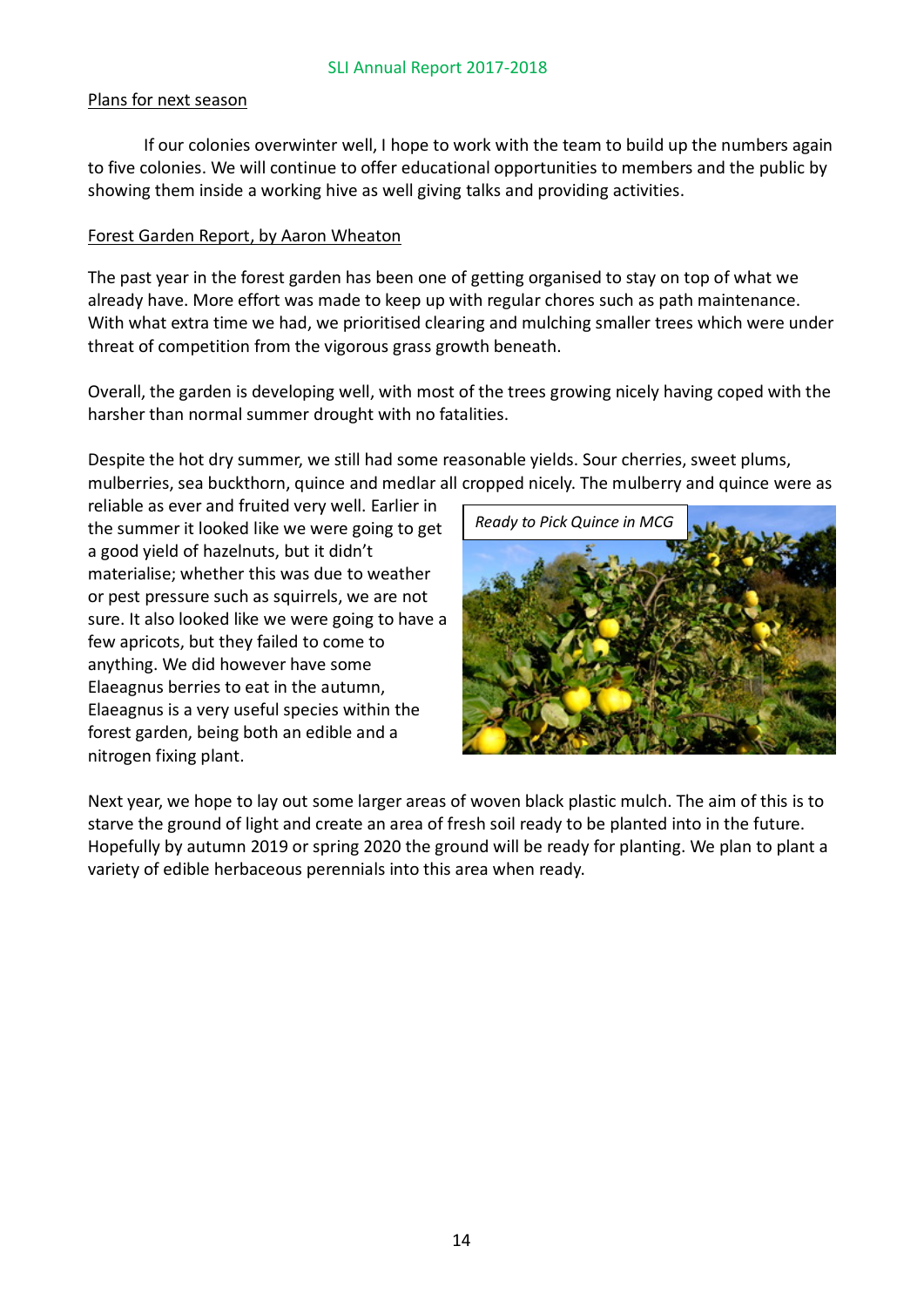## Plans for next season

If our colonies overwinter well, I hope to work with the team to build up the numbers again to five colonies. We will continue to offer educational opportunities to members and the public by showing them inside a working hive as well giving talks and providing activities.

## Forest Garden Report, by Aaron Wheaton

The past year in the forest garden has been one of getting organised to stay on top of what we already have. More effort was made to keep up with regular chores such as path maintenance. With what extra time we had, we prioritised clearing and mulching smaller trees which were under threat of competition from the vigorous grass growth beneath.

Overall, the garden is developing well, with most of the trees growing nicely having coped with the harsher than normal summer drought with no fatalities.

Despite the hot dry summer, we still had some reasonable yields. Sour cherries, sweet plums, mulberries, sea buckthorn, quince and medlar all cropped nicely. The mulberry and quince were as reliable as ever and fruited very well. Earlier in the summer it looked like we were going to get a good yield of hazelnuts, but it didn't materialise; whether this was due to weather or pest pressure such as squirrels, we are not sure. It also looked like we were going to have a few apricots, but they failed to come to anything. We did however have some Elaeagnus berries to eat in the autumn, Elaeagnus is a very useful species within the forest garden, being both an edible and a nitrogen fixing plant.

*Ready to Pick Quince in MCG*

Next year, we hope to lay out some larger areas of woven black plastic mulch. The aim of this is to starve the ground of light and create an area of fresh soil ready to be planted into in the future. Hopefully by autumn 2019 or spring 2020 the ground will be ready for planting. We plan to plant a variety of edible herbaceous perennials into this area when ready.